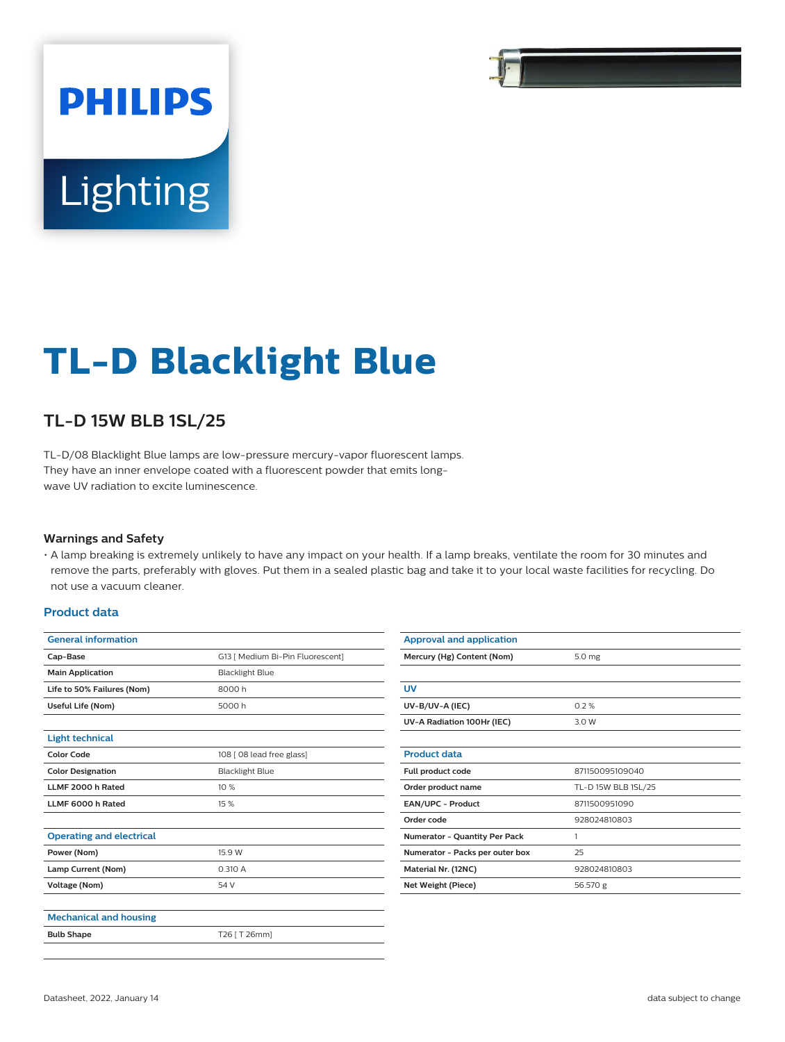PHILIPS

Lighting

# TL-D Blacklight Blue

## TL-D 15W BLB 1SL/25

TL-D/08 Blacklight Blue lamps are low-pressure mercury-vapor fluorescent lamps. They have an inner envelope coated with a fluorescent powder that emits long-wave UV radiation to excite luminescence.

### Warnings and Safety

- A lamp breaking is extremely unlikely to have any impact on your health. If a lamp breaks, ventilate the room for 30 minutes and remove the parts, preferably with gloves. Put them in a sealed plastic bag and take it to your local waste facilities for recycling. Do not use a vacuum cleaner.

### Product data

| General information | |
|---|---|
| **Cap-Base** | G13 [ Medium Bi-Pin Fluorescent] |
| **Main Application** | Blacklight Blue |
| **Life to 50% Failures (Nom)** | 8000 h |
| **Useful Life (Nom)** | 5000 h |

| Light technical | |
|---|---|
| **Color Code** | 108 [ 08 lead free glass] |
| **Color Designation** | Blacklight Blue |
| **LLMF 2000 h Rated** | 10 % |
| **LLMF 6000 h Rated** | 15 % |

| Operating and electrical | |
|---|---|
| **Power (Nom)** | 15.9 W |
| **Lamp Current (Nom)** | 0.310 A |
| **Voltage (Nom)** | 54 V |

| Mechanical and housing | |
|---|---|
| **Bulb Shape** | T26 [ T 26mm] |

| Approval and application | |
|---|---|
| **Mercury (Hg) Content (Nom)** | 5.0 mg |

| UV | |
|---|---|
| **UV-B/UV-A (IEC)** | 0.2 % |
| **UV-A Radiation 100Hr (IEC)** | 3.0 W |

| Product data | |
|---|---|
| **Full product code** | 871150095109040 |
| **Order product name** | TL-D 15W BLB 1SL/25 |
| **EAN/UPC - Product** | 8711500951090 |
| **Order code** | 928024810803 |
| **Numerator - Quantity Per Pack** | 1 |
| **Numerator - Packs per outer box** | 25 |
| **Material Nr. (12NC)** | 928024810803 |
| **Net Weight (Piece)** | 56.570 g |

Datasheet, 2022, January 14

data subject to change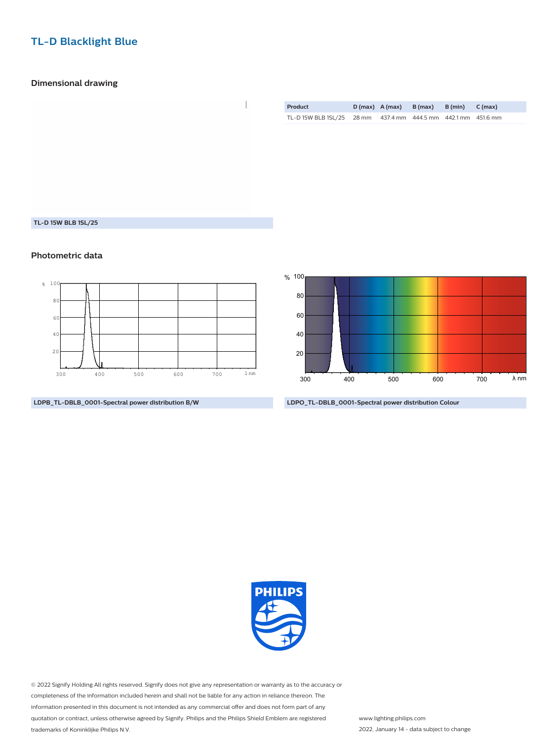## TL-D Blacklight Blue

### Dimensional drawing

| Product | D (max) | A (max) | B (max) | B (min) | C (max) |
|---|---|---|---|---|---|
| TL-D 15W BLB 1SL/25 | 28 mm | 437.4 mm | 444.5 mm | 442.1 mm | 451.6 mm |

**TL-D 15W BLB 1SL/25**

### Photometric data

%
100
80
60
40
20
300
400
500
600
700
1 nm

**LDPB_TL-DBLB_0001-Spectral power distribution B/W**

%
100
80
60
40
20
300
400
500
600
700
λ nm

**LDPO_TL-DBLB_0001-Spectral power distribution Colour**

© 2022 Signify Holding All rights reserved. Signify does not give any representation or warranty as to the accuracy or completeness of the information included herein and shall not be liable for any action in reliance thereon. The information presented in this document is not intended as any commercial offer and does not form part of any quotation or contract, unless otherwise agreed by Signify. Philips and the Philips Shield Emblem are registered trademarks of Koninklijke Philips N.V.

www.lighting.philips.com

2022, January 14 - data subject to change